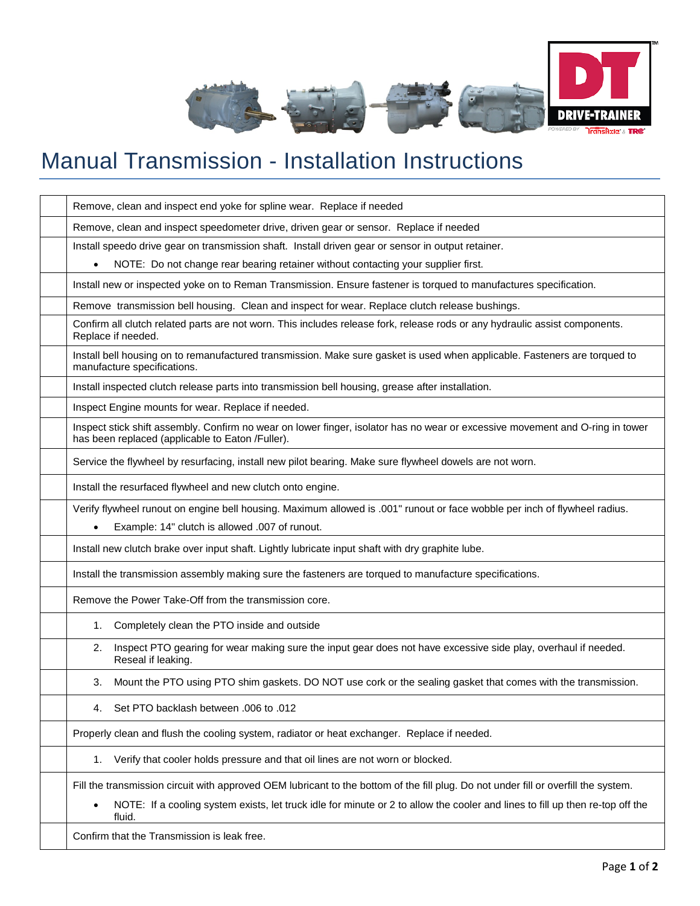# Manual Transmission - Installation Instructions

| | |
|---|---|
| | Remove, clean and inspect end yoke for spline wear. Replace if needed |
| | Remove, clean and inspect speedometer drive, driven gear or sensor. Replace if needed |
| | Install speedo drive gear on transmission shaft. Install driven gear or sensor in output retainer.<br>• NOTE: Do not change rear bearing retainer without contacting your supplier first. |
| | Install new or inspected yoke on to Reman Transmission. Ensure fastener is torqued to manufactures specification. |
| | Remove transmission bell housing. Clean and inspect for wear. Replace clutch release bushings. |
| | Confirm all clutch related parts are not worn. This includes release fork, release rods or any hydraulic assist components. Replace if needed. |
| | Install bell housing on to remanufactured transmission. Make sure gasket is used when applicable. Fasteners are torqued to manufacture specifications. |
| | Install inspected clutch release parts into transmission bell housing, grease after installation. |
| | Inspect Engine mounts for wear. Replace if needed. |
| | Inspect stick shift assembly. Confirm no wear on lower finger, isolator has no wear or excessive movement and O-ring in tower has been replaced (applicable to Eaton /Fuller). |
| | Service the flywheel by resurfacing, install new pilot bearing. Make sure flywheel dowels are not worn. |
| | Install the resurfaced flywheel and new clutch onto engine. |
| | Verify flywheel runout on engine bell housing. Maximum allowed is .001" runout or face wobble per inch of flywheel radius.<br>• Example: 14" clutch is allowed .007 of runout. |
| | Install new clutch brake over input shaft. Lightly lubricate input shaft with dry graphite lube. |
| | Install the transmission assembly making sure the fasteners are torqued to manufacture specifications. |
| | Remove the Power Take-Off from the transmission core. |
| | 1. Completely clean the PTO inside and outside |
| | 2. Inspect PTO gearing for wear making sure the input gear does not have excessive side play, overhaul if needed. Reseal if leaking. |
| | 3. Mount the PTO using PTO shim gaskets. DO NOT use cork or the sealing gasket that comes with the transmission. |
| | 4. Set PTO backlash between .006 to .012 |
| | Properly clean and flush the cooling system, radiator or heat exchanger. Replace if needed. |
| | 1. Verify that cooler holds pressure and that oil lines are not worn or blocked. |
| | Fill the transmission circuit with approved OEM lubricant to the bottom of the fill plug. Do not under fill or overfill the system.<br>• NOTE: If a cooling system exists, let truck idle for minute or 2 to allow the cooler and lines to fill up then re-top off the fluid. |
| | Confirm that the Transmission is leak free. |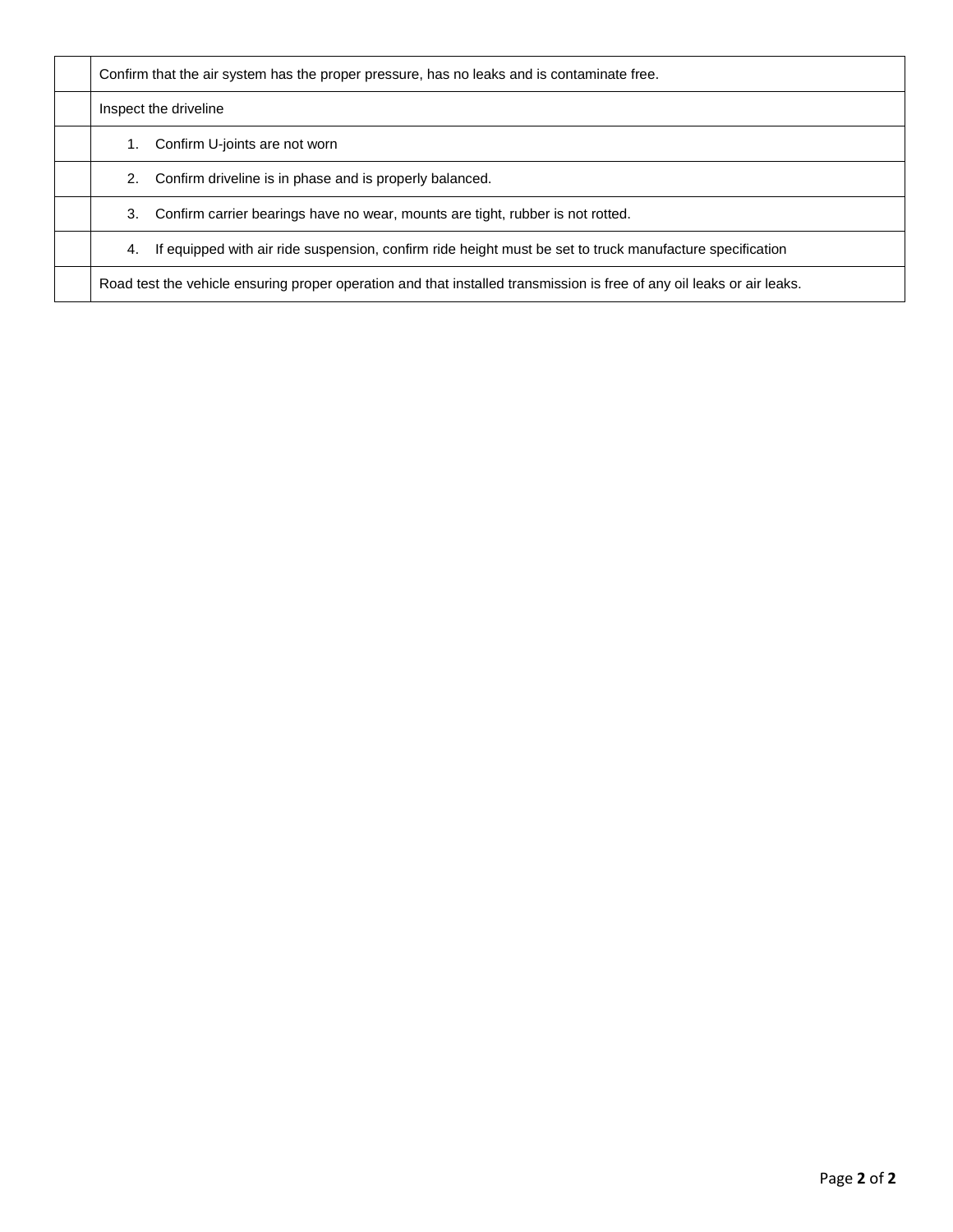| | |
|---|---|
| | Confirm that the air system has the proper pressure, has no leaks and is contaminate free. |
| | Inspect the driveline |
| | 1. Confirm U-joints are not worn |
| | 2. Confirm driveline is in phase and is properly balanced. |
| | 3. Confirm carrier bearings have no wear, mounts are tight, rubber is not rotted. |
| | 4. If equipped with air ride suspension, confirm ride height must be set to truck manufacture specification |
| | Road test the vehicle ensuring proper operation and that installed transmission is free of any oil leaks or air leaks. |